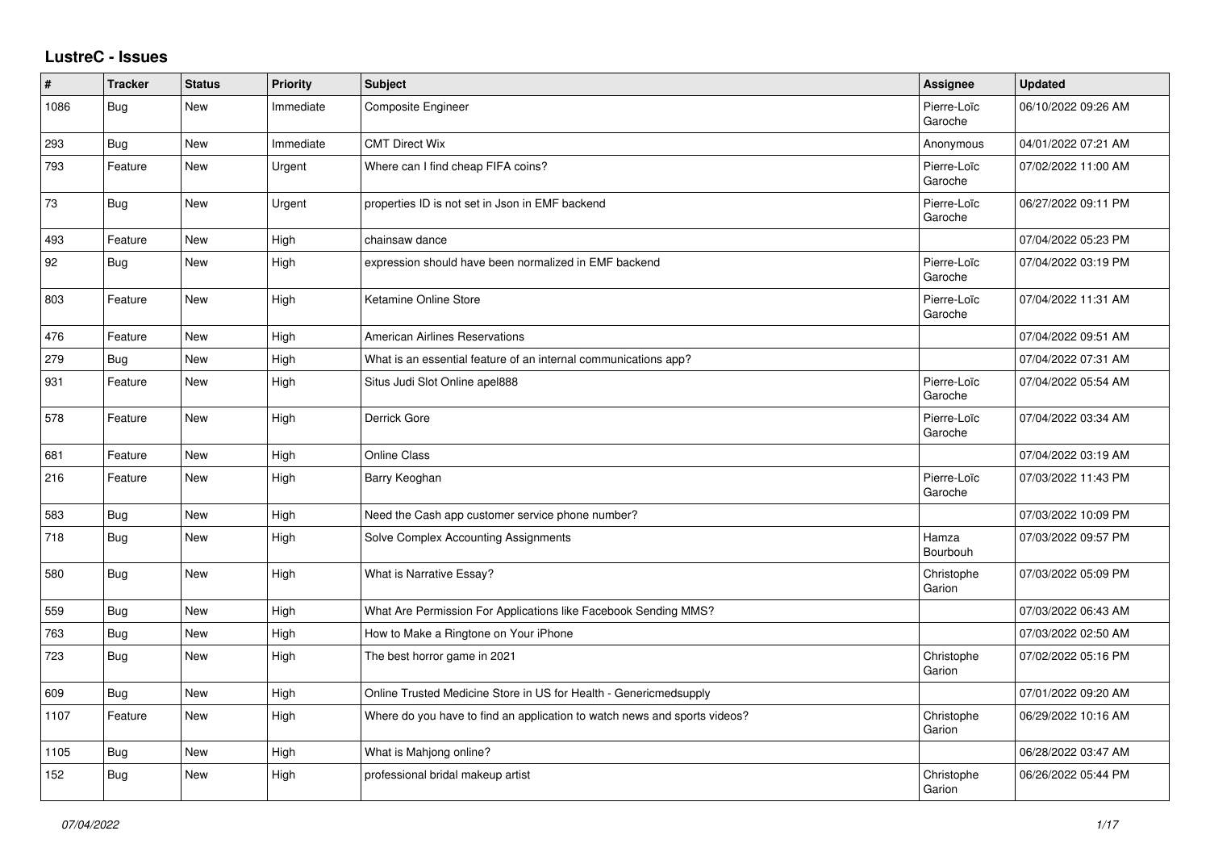## LustreC - Issues

| # | Tracker | Status | Priority | Subject | Assignee | Updated |
|---|---|---|---|---|---|---|
| 1086 | Bug | New | Immediate | Composite Engineer | Pierre-Loïc Garoche | 06/10/2022 09:26 AM |
| 293 | Bug | New | Immediate | CMT Direct Wix | Anonymous | 04/01/2022 07:21 AM |
| 793 | Feature | New | Urgent | Where can I find cheap FIFA coins? | Pierre-Loïc Garoche | 07/02/2022 11:00 AM |
| 73 | Bug | New | Urgent | properties ID is not set in Json in EMF backend | Pierre-Loïc Garoche | 06/27/2022 09:11 PM |
| 493 | Feature | New | High | chainsaw dance | | 07/04/2022 05:23 PM |
| 92 | Bug | New | High | expression should have been normalized in EMF backend | Pierre-Loïc Garoche | 07/04/2022 03:19 PM |
| 803 | Feature | New | High | Ketamine Online Store | Pierre-Loïc Garoche | 07/04/2022 11:31 AM |
| 476 | Feature | New | High | American Airlines Reservations | | 07/04/2022 09:51 AM |
| 279 | Bug | New | High | What is an essential feature of an internal communications app? | | 07/04/2022 07:31 AM |
| 931 | Feature | New | High | Situs Judi Slot Online apel888 | Pierre-Loïc Garoche | 07/04/2022 05:54 AM |
| 578 | Feature | New | High | Derrick Gore | Pierre-Loïc Garoche | 07/04/2022 03:34 AM |
| 681 | Feature | New | High | Online Class | | 07/04/2022 03:19 AM |
| 216 | Feature | New | High | Barry Keoghan | Pierre-Loïc Garoche | 07/03/2022 11:43 PM |
| 583 | Bug | New | High | Need the Cash app customer service phone number? | | 07/03/2022 10:09 PM |
| 718 | Bug | New | High | Solve Complex Accounting Assignments | Hamza Bourbouh | 07/03/2022 09:57 PM |
| 580 | Bug | New | High | What is Narrative Essay? | Christophe Garion | 07/03/2022 05:09 PM |
| 559 | Bug | New | High | What Are Permission For Applications like Facebook Sending MMS? | | 07/03/2022 06:43 AM |
| 763 | Bug | New | High | How to Make a Ringtone on Your iPhone | | 07/03/2022 02:50 AM |
| 723 | Bug | New | High | The best horror game in 2021 | Christophe Garion | 07/02/2022 05:16 PM |
| 609 | Bug | New | High | Online Trusted Medicine Store in US for Health - Genericmedsupply | | 07/01/2022 09:20 AM |
| 1107 | Feature | New | High | Where do you have to find an application to watch news and sports videos? | Christophe Garion | 06/29/2022 10:16 AM |
| 1105 | Bug | New | High | What is Mahjong online? | | 06/28/2022 03:47 AM |
| 152 | Bug | New | High | professional bridal makeup artist | Christophe Garion | 06/26/2022 05:44 PM |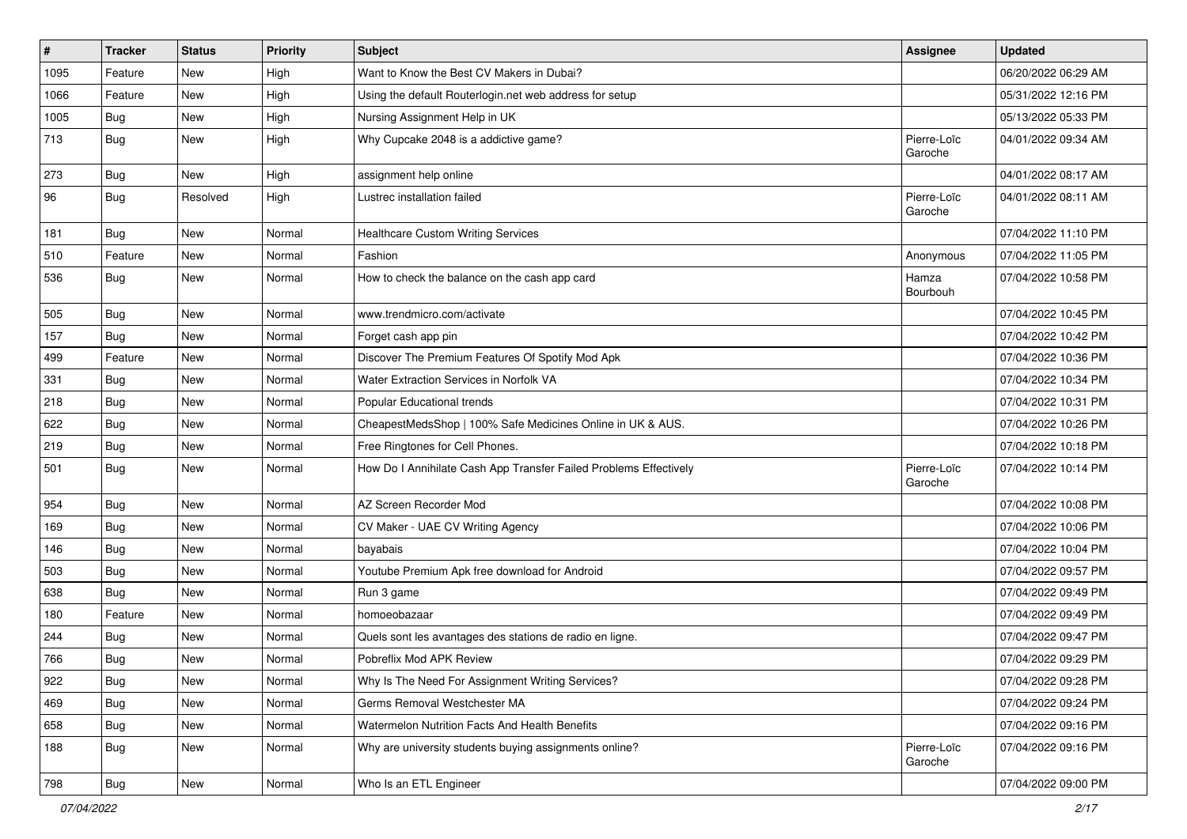| # | Tracker | Status | Priority | Subject | Assignee | Updated |
|---|---|---|---|---|---|---|
| 1095 | Feature | New | High | Want to Know the Best CV Makers in Dubai? | | 06/20/2022 06:29 AM |
| 1066 | Feature | New | High | Using the default Routerlogin.net web address for setup | | 05/31/2022 12:16 PM |
| 1005 | Bug | New | High | Nursing Assignment Help in UK | | 05/13/2022 05:33 PM |
| 713 | Bug | New | High | Why Cupcake 2048 is a addictive game? | Pierre-Loïc Garoche | 04/01/2022 09:34 AM |
| 273 | Bug | New | High | assignment help online | | 04/01/2022 08:17 AM |
| 96 | Bug | Resolved | High | Lustrec installation failed | Pierre-Loïc Garoche | 04/01/2022 08:11 AM |
| 181 | Bug | New | Normal | Healthcare Custom Writing Services | | 07/04/2022 11:10 PM |
| 510 | Feature | New | Normal | Fashion | Anonymous | 07/04/2022 11:05 PM |
| 536 | Bug | New | Normal | How to check the balance on the cash app card | Hamza Bourbouh | 07/04/2022 10:58 PM |
| 505 | Bug | New | Normal | www.trendmicro.com/activate | | 07/04/2022 10:45 PM |
| 157 | Bug | New | Normal | Forget cash app pin | | 07/04/2022 10:42 PM |
| 499 | Feature | New | Normal | Discover The Premium Features Of Spotify Mod Apk | | 07/04/2022 10:36 PM |
| 331 | Bug | New | Normal | Water Extraction Services in Norfolk VA | | 07/04/2022 10:34 PM |
| 218 | Bug | New | Normal | Popular Educational trends | | 07/04/2022 10:31 PM |
| 622 | Bug | New | Normal | CheapestMedsShop \| 100% Safe Medicines Online in UK & AUS. | | 07/04/2022 10:26 PM |
| 219 | Bug | New | Normal | Free Ringtones for Cell Phones. | | 07/04/2022 10:18 PM |
| 501 | Bug | New | Normal | How Do I Annihilate Cash App Transfer Failed Problems Effectively | Pierre-Loïc Garoche | 07/04/2022 10:14 PM |
| 954 | Bug | New | Normal | AZ Screen Recorder Mod | | 07/04/2022 10:08 PM |
| 169 | Bug | New | Normal | CV Maker - UAE CV Writing Agency | | 07/04/2022 10:06 PM |
| 146 | Bug | New | Normal | bayabais | | 07/04/2022 10:04 PM |
| 503 | Bug | New | Normal | Youtube Premium Apk free download for Android | | 07/04/2022 09:57 PM |
| 638 | Bug | New | Normal | Run 3 game | | 07/04/2022 09:49 PM |
| 180 | Feature | New | Normal | homoeobazaar | | 07/04/2022 09:49 PM |
| 244 | Bug | New | Normal | Quels sont les avantages des stations de radio en ligne. | | 07/04/2022 09:47 PM |
| 766 | Bug | New | Normal | Pobreflix Mod APK Review | | 07/04/2022 09:29 PM |
| 922 | Bug | New | Normal | Why Is The Need For Assignment Writing Services? | | 07/04/2022 09:28 PM |
| 469 | Bug | New | Normal | Germs Removal Westchester MA | | 07/04/2022 09:24 PM |
| 658 | Bug | New | Normal | Watermelon Nutrition Facts And Health Benefits | | 07/04/2022 09:16 PM |
| 188 | Bug | New | Normal | Why are university students buying assignments online? | Pierre-Loïc Garoche | 07/04/2022 09:16 PM |
| 798 | Bug | New | Normal | Who Is an ETL Engineer | | 07/04/2022 09:00 PM |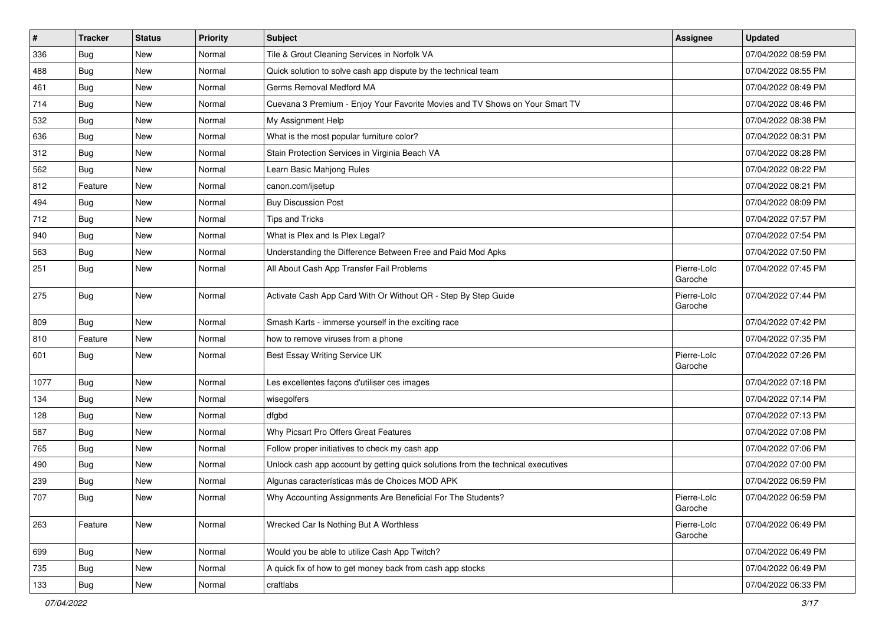| # | Tracker | Status | Priority | Subject | Assignee | Updated |
|---|---|---|---|---|---|---|
| 336 | Bug | New | Normal | Tile & Grout Cleaning Services in Norfolk VA | | 07/04/2022 08:59 PM |
| 488 | Bug | New | Normal | Quick solution to solve cash app dispute by the technical team | | 07/04/2022 08:55 PM |
| 461 | Bug | New | Normal | Germs Removal Medford MA | | 07/04/2022 08:49 PM |
| 714 | Bug | New | Normal | Cuevana 3 Premium - Enjoy Your Favorite Movies and TV Shows on Your Smart TV | | 07/04/2022 08:46 PM |
| 532 | Bug | New | Normal | My Assignment Help | | 07/04/2022 08:38 PM |
| 636 | Bug | New | Normal | What is the most popular furniture color? | | 07/04/2022 08:31 PM |
| 312 | Bug | New | Normal | Stain Protection Services in Virginia Beach VA | | 07/04/2022 08:28 PM |
| 562 | Bug | New | Normal | Learn Basic Mahjong Rules | | 07/04/2022 08:22 PM |
| 812 | Feature | New | Normal | canon.com/ijsetup | | 07/04/2022 08:21 PM |
| 494 | Bug | New | Normal | Buy Discussion Post | | 07/04/2022 08:09 PM |
| 712 | Bug | New | Normal | Tips and Tricks | | 07/04/2022 07:57 PM |
| 940 | Bug | New | Normal | What is Plex and Is Plex Legal? | | 07/04/2022 07:54 PM |
| 563 | Bug | New | Normal | Understanding the Difference Between Free and Paid Mod Apks | | 07/04/2022 07:50 PM |
| 251 | Bug | New | Normal | All About Cash App Transfer Fail Problems | Pierre-Loïc Garoche | 07/04/2022 07:45 PM |
| 275 | Bug | New | Normal | Activate Cash App Card With Or Without QR - Step By Step Guide | Pierre-Loïc Garoche | 07/04/2022 07:44 PM |
| 809 | Bug | New | Normal | Smash Karts - immerse yourself in the exciting race | | 07/04/2022 07:42 PM |
| 810 | Feature | New | Normal | how to remove viruses from a phone | | 07/04/2022 07:35 PM |
| 601 | Bug | New | Normal | Best Essay Writing Service UK | Pierre-Loïc Garoche | 07/04/2022 07:26 PM |
| 1077 | Bug | New | Normal | Les excellentes façons d'utiliser ces images | | 07/04/2022 07:18 PM |
| 134 | Bug | New | Normal | wisegolfers | | 07/04/2022 07:14 PM |
| 128 | Bug | New | Normal | dfgbd | | 07/04/2022 07:13 PM |
| 587 | Bug | New | Normal | Why Picsart Pro Offers Great Features | | 07/04/2022 07:08 PM |
| 765 | Bug | New | Normal | Follow proper initiatives to check my cash app | | 07/04/2022 07:06 PM |
| 490 | Bug | New | Normal | Unlock cash app account by getting quick solutions from the technical executives | | 07/04/2022 07:00 PM |
| 239 | Bug | New | Normal | Algunas características más de Choices MOD APK | | 07/04/2022 06:59 PM |
| 707 | Bug | New | Normal | Why Accounting Assignments Are Beneficial For The Students? | Pierre-Loïc Garoche | 07/04/2022 06:59 PM |
| 263 | Feature | New | Normal | Wrecked Car Is Nothing But A Worthless | Pierre-Loïc Garoche | 07/04/2022 06:49 PM |
| 699 | Bug | New | Normal | Would you be able to utilize Cash App Twitch? | | 07/04/2022 06:49 PM |
| 735 | Bug | New | Normal | A quick fix of how to get money back from cash app stocks | | 07/04/2022 06:49 PM |
| 133 | Bug | New | Normal | craftlabs | | 07/04/2022 06:33 PM |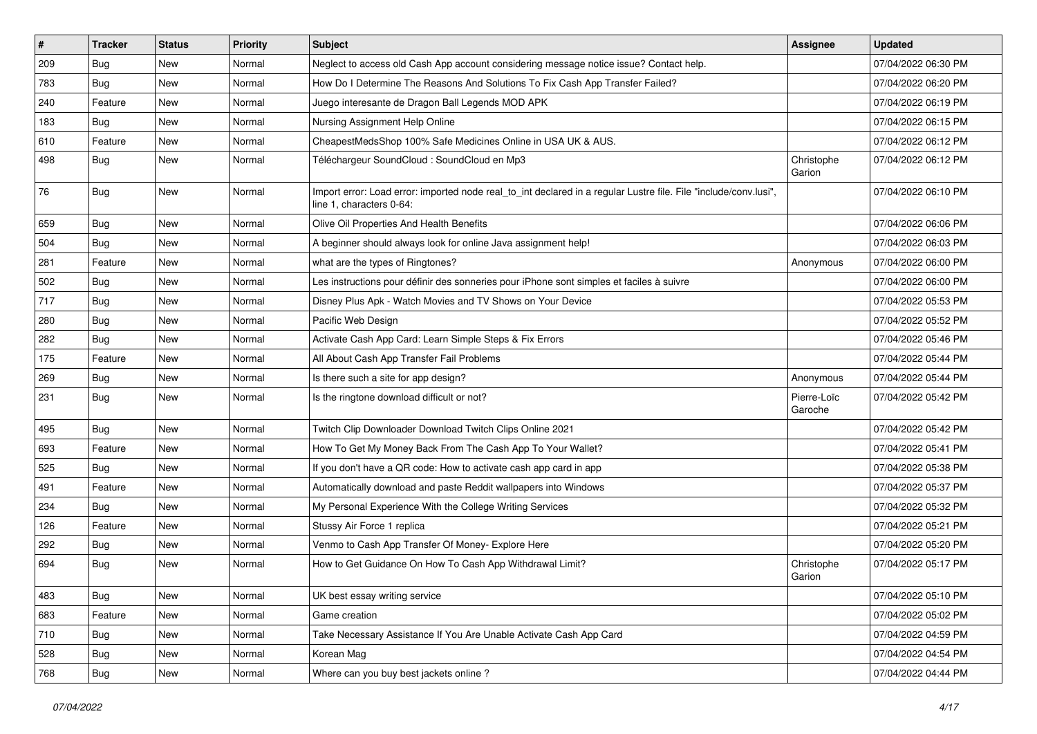| # | Tracker | Status | Priority | Subject | Assignee | Updated |
|---|---|---|---|---|---|---|
| 209 | Bug | New | Normal | Neglect to access old Cash App account considering message notice issue? Contact help. | | 07/04/2022 06:30 PM |
| 783 | Bug | New | Normal | How Do I Determine The Reasons And Solutions To Fix Cash App Transfer Failed? | | 07/04/2022 06:20 PM |
| 240 | Feature | New | Normal | Juego interesante de Dragon Ball Legends MOD APK | | 07/04/2022 06:19 PM |
| 183 | Bug | New | Normal | Nursing Assignment Help Online | | 07/04/2022 06:15 PM |
| 610 | Feature | New | Normal | CheapestMedsShop 100% Safe Medicines Online in USA UK & AUS. | | 07/04/2022 06:12 PM |
| 498 | Bug | New | Normal | Téléchargeur SoundCloud : SoundCloud en Mp3 | Christophe Garion | 07/04/2022 06:12 PM |
| 76 | Bug | New | Normal | Import error: Load error: imported node real_to_int declared in a regular Lustre file. File "include/conv.lusi", line 1, characters 0-64: | | 07/04/2022 06:10 PM |
| 659 | Bug | New | Normal | Olive Oil Properties And Health Benefits | | 07/04/2022 06:06 PM |
| 504 | Bug | New | Normal | A beginner should always look for online Java assignment help! | | 07/04/2022 06:03 PM |
| 281 | Feature | New | Normal | what are the types of Ringtones? | Anonymous | 07/04/2022 06:00 PM |
| 502 | Bug | New | Normal | Les instructions pour définir des sonneries pour iPhone sont simples et faciles à suivre | | 07/04/2022 06:00 PM |
| 717 | Bug | New | Normal | Disney Plus Apk - Watch Movies and TV Shows on Your Device | | 07/04/2022 05:53 PM |
| 280 | Bug | New | Normal | Pacific Web Design | | 07/04/2022 05:52 PM |
| 282 | Bug | New | Normal | Activate Cash App Card: Learn Simple Steps & Fix Errors | | 07/04/2022 05:46 PM |
| 175 | Feature | New | Normal | All About Cash App Transfer Fail Problems | | 07/04/2022 05:44 PM |
| 269 | Bug | New | Normal | Is there such a site for app design? | Anonymous | 07/04/2022 05:44 PM |
| 231 | Bug | New | Normal | Is the ringtone download difficult or not? | Pierre-Loïc Garoche | 07/04/2022 05:42 PM |
| 495 | Bug | New | Normal | Twitch Clip Downloader Download Twitch Clips Online 2021 | | 07/04/2022 05:42 PM |
| 693 | Feature | New | Normal | How To Get My Money Back From The Cash App To Your Wallet? | | 07/04/2022 05:41 PM |
| 525 | Bug | New | Normal | If you don't have a QR code: How to activate cash app card in app | | 07/04/2022 05:38 PM |
| 491 | Feature | New | Normal | Automatically download and paste Reddit wallpapers into Windows | | 07/04/2022 05:37 PM |
| 234 | Bug | New | Normal | My Personal Experience With the College Writing Services | | 07/04/2022 05:32 PM |
| 126 | Feature | New | Normal | Stussy Air Force 1 replica | | 07/04/2022 05:21 PM |
| 292 | Bug | New | Normal | Venmo to Cash App Transfer Of Money- Explore Here | | 07/04/2022 05:20 PM |
| 694 | Bug | New | Normal | How to Get Guidance On How To Cash App Withdrawal Limit? | Christophe Garion | 07/04/2022 05:17 PM |
| 483 | Bug | New | Normal | UK best essay writing service | | 07/04/2022 05:10 PM |
| 683 | Feature | New | Normal | Game creation | | 07/04/2022 05:02 PM |
| 710 | Bug | New | Normal | Take Necessary Assistance If You Are Unable Activate Cash App Card | | 07/04/2022 04:59 PM |
| 528 | Bug | New | Normal | Korean Mag | | 07/04/2022 04:54 PM |
| 768 | Bug | New | Normal | Where can you buy best jackets online ? | | 07/04/2022 04:44 PM |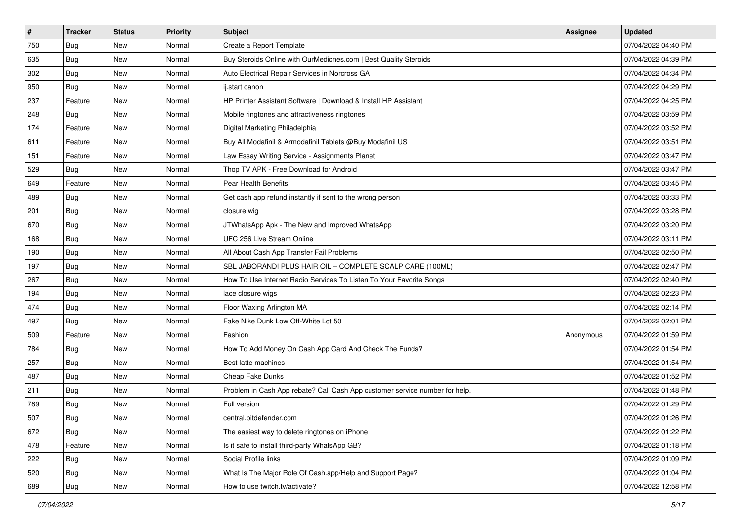| # | Tracker | Status | Priority | Subject | Assignee | Updated |
|---|---|---|---|---|---|---|
| 750 | Bug | New | Normal | Create a Report Template | | 07/04/2022 04:40 PM |
| 635 | Bug | New | Normal | Buy Steroids Online with OurMedicnes.com \| Best Quality Steroids | | 07/04/2022 04:39 PM |
| 302 | Bug | New | Normal | Auto Electrical Repair Services in Norcross GA | | 07/04/2022 04:34 PM |
| 950 | Bug | New | Normal | ij.start canon | | 07/04/2022 04:29 PM |
| 237 | Feature | New | Normal | HP Printer Assistant Software \| Download & Install HP Assistant | | 07/04/2022 04:25 PM |
| 248 | Bug | New | Normal | Mobile ringtones and attractiveness ringtones | | 07/04/2022 03:59 PM |
| 174 | Feature | New | Normal | Digital Marketing Philadelphia | | 07/04/2022 03:52 PM |
| 611 | Feature | New | Normal | Buy All Modafinil & Armodafinil Tablets @Buy Modafinil US | | 07/04/2022 03:51 PM |
| 151 | Feature | New | Normal | Law Essay Writing Service - Assignments Planet | | 07/04/2022 03:47 PM |
| 529 | Bug | New | Normal | Thop TV APK - Free Download for Android | | 07/04/2022 03:47 PM |
| 649 | Feature | New | Normal | Pear Health Benefits | | 07/04/2022 03:45 PM |
| 489 | Bug | New | Normal | Get cash app refund instantly if sent to the wrong person | | 07/04/2022 03:33 PM |
| 201 | Bug | New | Normal | closure wig | | 07/04/2022 03:28 PM |
| 670 | Bug | New | Normal | JTWhatsApp Apk - The New and Improved WhatsApp | | 07/04/2022 03:20 PM |
| 168 | Bug | New | Normal | UFC 256 Live Stream Online | | 07/04/2022 03:11 PM |
| 190 | Bug | New | Normal | All About Cash App Transfer Fail Problems | | 07/04/2022 02:50 PM |
| 197 | Bug | New | Normal | SBL JABORANDI PLUS HAIR OIL – COMPLETE SCALP CARE (100ML) | | 07/04/2022 02:47 PM |
| 267 | Bug | New | Normal | How To Use Internet Radio Services To Listen To Your Favorite Songs | | 07/04/2022 02:40 PM |
| 194 | Bug | New | Normal | lace closure wigs | | 07/04/2022 02:23 PM |
| 474 | Bug | New | Normal | Floor Waxing Arlington MA | | 07/04/2022 02:14 PM |
| 497 | Bug | New | Normal | Fake Nike Dunk Low Off-White Lot 50 | | 07/04/2022 02:01 PM |
| 509 | Feature | New | Normal | Fashion | Anonymous | 07/04/2022 01:59 PM |
| 784 | Bug | New | Normal | How To Add Money On Cash App Card And Check The Funds? | | 07/04/2022 01:54 PM |
| 257 | Bug | New | Normal | Best latte machines | | 07/04/2022 01:54 PM |
| 487 | Bug | New | Normal | Cheap Fake Dunks | | 07/04/2022 01:52 PM |
| 211 | Bug | New | Normal | Problem in Cash App rebate? Call Cash App customer service number for help. | | 07/04/2022 01:48 PM |
| 789 | Bug | New | Normal | Full version | | 07/04/2022 01:29 PM |
| 507 | Bug | New | Normal | central.bitdefender.com | | 07/04/2022 01:26 PM |
| 672 | Bug | New | Normal | The easiest way to delete ringtones on iPhone | | 07/04/2022 01:22 PM |
| 478 | Feature | New | Normal | Is it safe to install third-party WhatsApp GB? | | 07/04/2022 01:18 PM |
| 222 | Bug | New | Normal | Social Profile links | | 07/04/2022 01:09 PM |
| 520 | Bug | New | Normal | What Is The Major Role Of Cash.app/Help and Support Page? | | 07/04/2022 01:04 PM |
| 689 | Bug | New | Normal | How to use twitch.tv/activate? | | 07/04/2022 12:58 PM |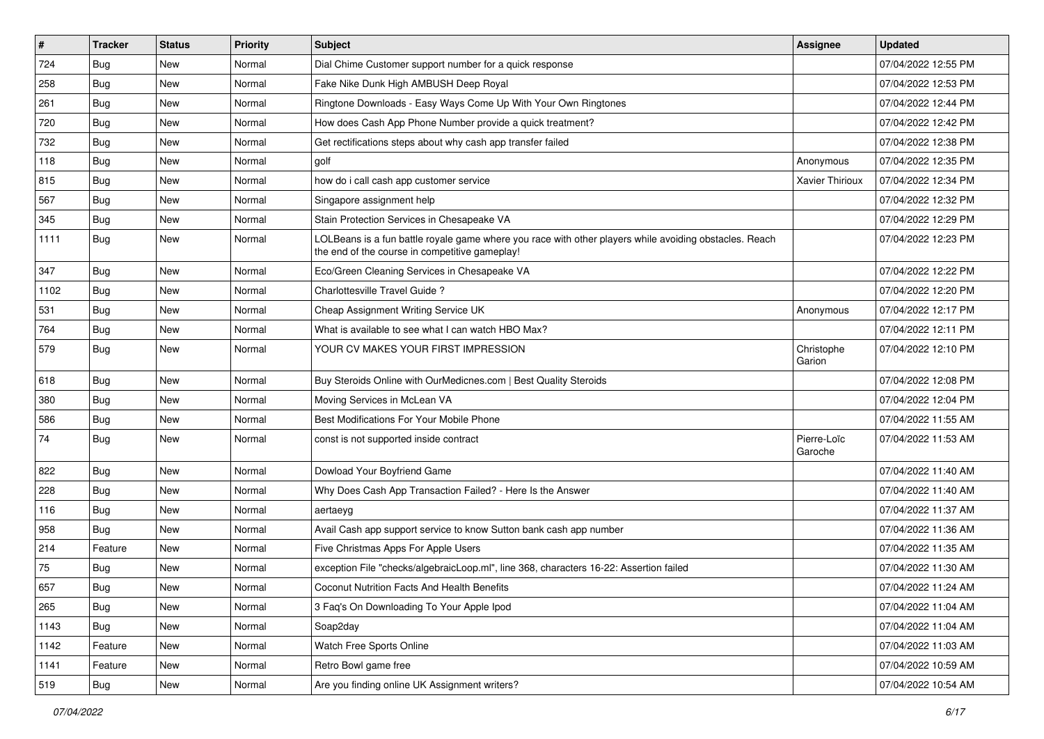| # | Tracker | Status | Priority | Subject | Assignee | Updated |
|---|---|---|---|---|---|---|
| 724 | Bug | New | Normal | Dial Chime Customer support number for a quick response | | 07/04/2022 12:55 PM |
| 258 | Bug | New | Normal | Fake Nike Dunk High AMBUSH Deep Royal | | 07/04/2022 12:53 PM |
| 261 | Bug | New | Normal | Ringtone Downloads - Easy Ways Come Up With Your Own Ringtones | | 07/04/2022 12:44 PM |
| 720 | Bug | New | Normal | How does Cash App Phone Number provide a quick treatment? | | 07/04/2022 12:42 PM |
| 732 | Bug | New | Normal | Get rectifications steps about why cash app transfer failed | | 07/04/2022 12:38 PM |
| 118 | Bug | New | Normal | golf | Anonymous | 07/04/2022 12:35 PM |
| 815 | Bug | New | Normal | how do i call cash app customer service | Xavier Thirioux | 07/04/2022 12:34 PM |
| 567 | Bug | New | Normal | Singapore assignment help | | 07/04/2022 12:32 PM |
| 345 | Bug | New | Normal | Stain Protection Services in Chesapeake VA | | 07/04/2022 12:29 PM |
| 1111 | Bug | New | Normal | LOLBeans is a fun battle royale game where you race with other players while avoiding obstacles. Reach the end of the course in competitive gameplay! | | 07/04/2022 12:23 PM |
| 347 | Bug | New | Normal | Eco/Green Cleaning Services in Chesapeake VA | | 07/04/2022 12:22 PM |
| 1102 | Bug | New | Normal | Charlottesville Travel Guide ? | | 07/04/2022 12:20 PM |
| 531 | Bug | New | Normal | Cheap Assignment Writing Service UK | Anonymous | 07/04/2022 12:17 PM |
| 764 | Bug | New | Normal | What is available to see what I can watch HBO Max? | | 07/04/2022 12:11 PM |
| 579 | Bug | New | Normal | YOUR CV MAKES YOUR FIRST IMPRESSION | Christophe Garion | 07/04/2022 12:10 PM |
| 618 | Bug | New | Normal | Buy Steroids Online with OurMedicnes.com \| Best Quality Steroids | | 07/04/2022 12:08 PM |
| 380 | Bug | New | Normal | Moving Services in McLean VA | | 07/04/2022 12:04 PM |
| 586 | Bug | New | Normal | Best Modifications For Your Mobile Phone | | 07/04/2022 11:55 AM |
| 74 | Bug | New | Normal | const is not supported inside contract | Pierre-Loïc Garoche | 07/04/2022 11:53 AM |
| 822 | Bug | New | Normal | Dowload Your Boyfriend Game | | 07/04/2022 11:40 AM |
| 228 | Bug | New | Normal | Why Does Cash App Transaction Failed? - Here Is the Answer | | 07/04/2022 11:40 AM |
| 116 | Bug | New | Normal | aertaeyg | | 07/04/2022 11:37 AM |
| 958 | Bug | New | Normal | Avail Cash app support service to know Sutton bank cash app number | | 07/04/2022 11:36 AM |
| 214 | Feature | New | Normal | Five Christmas Apps For Apple Users | | 07/04/2022 11:35 AM |
| 75 | Bug | New | Normal | exception File "checks/algebraicLoop.ml", line 368, characters 16-22: Assertion failed | | 07/04/2022 11:30 AM |
| 657 | Bug | New | Normal | Coconut Nutrition Facts And Health Benefits | | 07/04/2022 11:24 AM |
| 265 | Bug | New | Normal | 3 Faq's On Downloading To Your Apple Ipod | | 07/04/2022 11:04 AM |
| 1143 | Bug | New | Normal | Soap2day | | 07/04/2022 11:04 AM |
| 1142 | Feature | New | Normal | Watch Free Sports Online | | 07/04/2022 11:03 AM |
| 1141 | Feature | New | Normal | Retro Bowl game free | | 07/04/2022 10:59 AM |
| 519 | Bug | New | Normal | Are you finding online UK Assignment writers? | | 07/04/2022 10:54 AM |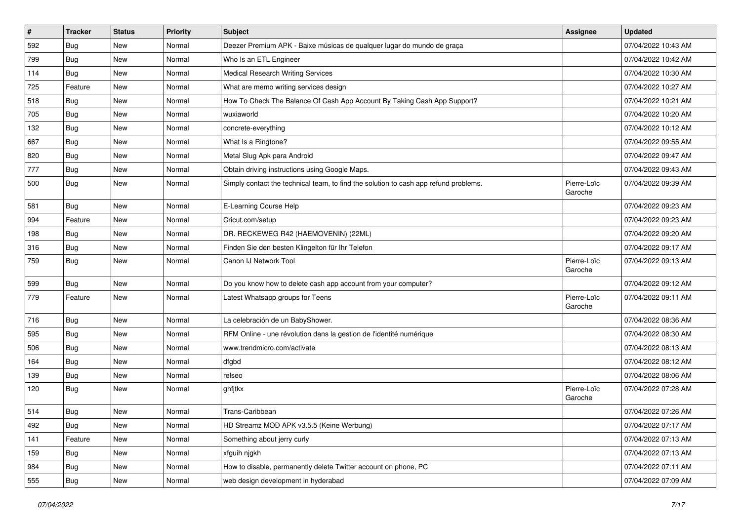| # | Tracker | Status | Priority | Subject | Assignee | Updated |
|---|---|---|---|---|---|---|
| 592 | Bug | New | Normal | Deezer Premium APK - Baixe músicas de qualquer lugar do mundo de graça | | 07/04/2022 10:43 AM |
| 799 | Bug | New | Normal | Who Is an ETL Engineer | | 07/04/2022 10:42 AM |
| 114 | Bug | New | Normal | Medical Research Writing Services | | 07/04/2022 10:30 AM |
| 725 | Feature | New | Normal | What are memo writing services design | | 07/04/2022 10:27 AM |
| 518 | Bug | New | Normal | How To Check The Balance Of Cash App Account By Taking Cash App Support? | | 07/04/2022 10:21 AM |
| 705 | Bug | New | Normal | wuxiaworld | | 07/04/2022 10:20 AM |
| 132 | Bug | New | Normal | concrete-everything | | 07/04/2022 10:12 AM |
| 667 | Bug | New | Normal | What Is a Ringtone? | | 07/04/2022 09:55 AM |
| 820 | Bug | New | Normal | Metal Slug Apk para Android | | 07/04/2022 09:47 AM |
| 777 | Bug | New | Normal | Obtain driving instructions using Google Maps. | | 07/04/2022 09:43 AM |
| 500 | Bug | New | Normal | Simply contact the technical team, to find the solution to cash app refund problems. | Pierre-Loïc Garoche | 07/04/2022 09:39 AM |
| 581 | Bug | New | Normal | E-Learning Course Help | | 07/04/2022 09:23 AM |
| 994 | Feature | New | Normal | Cricut.com/setup | | 07/04/2022 09:23 AM |
| 198 | Bug | New | Normal | DR. RECKEWEG R42 (HAEMOVENIN) (22ML) | | 07/04/2022 09:20 AM |
| 316 | Bug | New | Normal | Finden Sie den besten Klingelton für Ihr Telefon | | 07/04/2022 09:17 AM |
| 759 | Bug | New | Normal | Canon IJ Network Tool | Pierre-Loïc Garoche | 07/04/2022 09:13 AM |
| 599 | Bug | New | Normal | Do you know how to delete cash app account from your computer? | | 07/04/2022 09:12 AM |
| 779 | Feature | New | Normal | Latest Whatsapp groups for Teens | Pierre-Loïc Garoche | 07/04/2022 09:11 AM |
| 716 | Bug | New | Normal | La celebración de un BabyShower. | | 07/04/2022 08:36 AM |
| 595 | Bug | New | Normal | RFM Online - une révolution dans la gestion de l'identité numérique | | 07/04/2022 08:30 AM |
| 506 | Bug | New | Normal | www.trendmicro.com/activate | | 07/04/2022 08:13 AM |
| 164 | Bug | New | Normal | dfgbd | | 07/04/2022 08:12 AM |
| 139 | Bug | New | Normal | relseo | | 07/04/2022 08:06 AM |
| 120 | Bug | New | Normal | ghfjtkx | Pierre-Loïc Garoche | 07/04/2022 07:28 AM |
| 514 | Bug | New | Normal | Trans-Caribbean | | 07/04/2022 07:26 AM |
| 492 | Bug | New | Normal | HD Streamz MOD APK v3.5.5 (Keine Werbung) | | 07/04/2022 07:17 AM |
| 141 | Feature | New | Normal | Something about jerry curly | | 07/04/2022 07:13 AM |
| 159 | Bug | New | Normal | xfguih njgkh | | 07/04/2022 07:13 AM |
| 984 | Bug | New | Normal | How to disable, permanently delete Twitter account on phone, PC | | 07/04/2022 07:11 AM |
| 555 | Bug | New | Normal | web design development in hyderabad | | 07/04/2022 07:09 AM |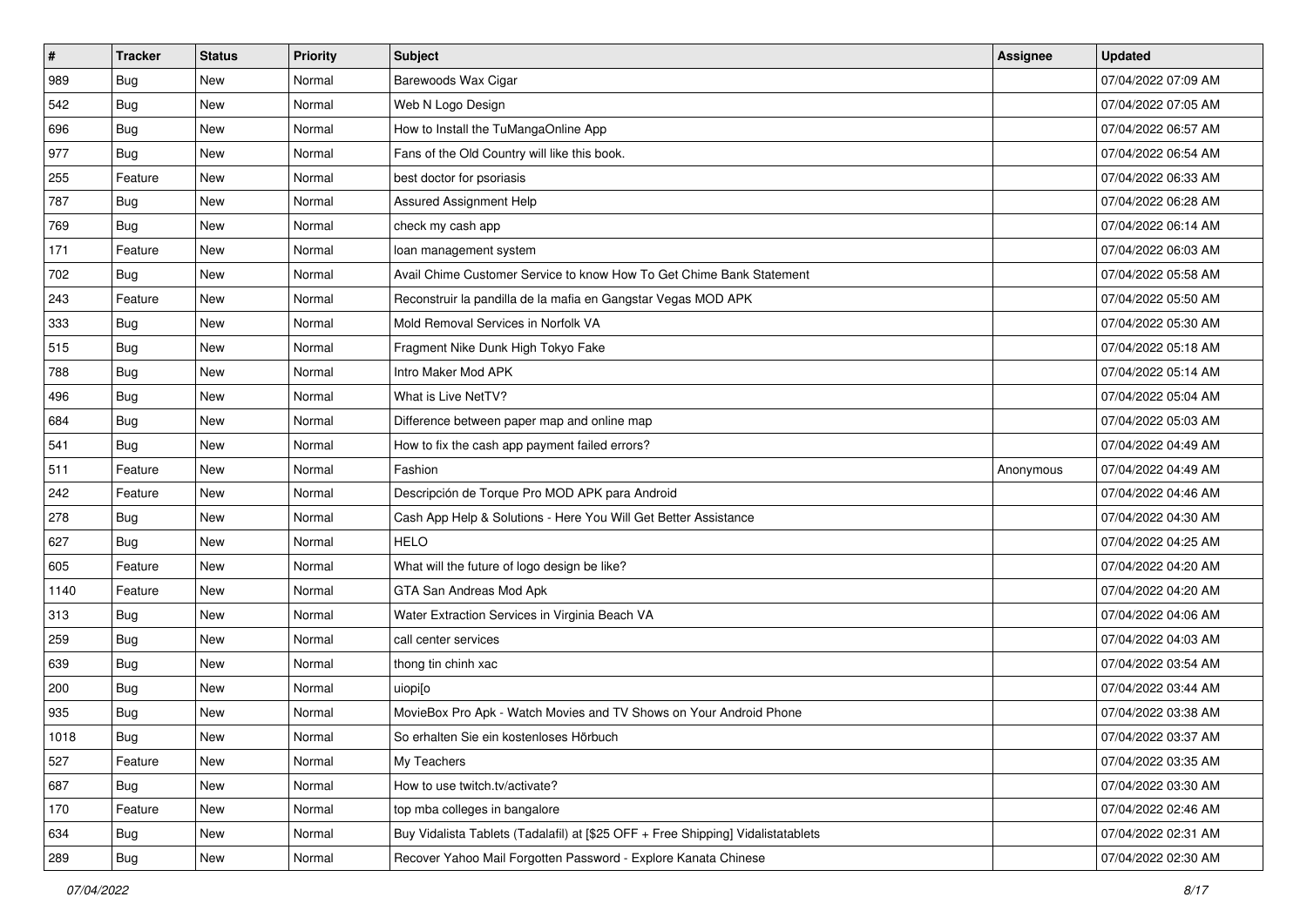| # | Tracker | Status | Priority | Subject | Assignee | Updated |
|---|---|---|---|---|---|---|
| 989 | Bug | New | Normal | Barewoods Wax Cigar | | 07/04/2022 07:09 AM |
| 542 | Bug | New | Normal | Web N Logo Design | | 07/04/2022 07:05 AM |
| 696 | Bug | New | Normal | How to Install the TuMangaOnline App | | 07/04/2022 06:57 AM |
| 977 | Bug | New | Normal | Fans of the Old Country will like this book. | | 07/04/2022 06:54 AM |
| 255 | Feature | New | Normal | best doctor for psoriasis | | 07/04/2022 06:33 AM |
| 787 | Bug | New | Normal | Assured Assignment Help | | 07/04/2022 06:28 AM |
| 769 | Bug | New | Normal | check my cash app | | 07/04/2022 06:14 AM |
| 171 | Feature | New | Normal | loan management system | | 07/04/2022 06:03 AM |
| 702 | Bug | New | Normal | Avail Chime Customer Service to know How To Get Chime Bank Statement | | 07/04/2022 05:58 AM |
| 243 | Feature | New | Normal | Reconstruir la pandilla de la mafia en Gangstar Vegas MOD APK | | 07/04/2022 05:50 AM |
| 333 | Bug | New | Normal | Mold Removal Services in Norfolk VA | | 07/04/2022 05:30 AM |
| 515 | Bug | New | Normal | Fragment Nike Dunk High Tokyo Fake | | 07/04/2022 05:18 AM |
| 788 | Bug | New | Normal | Intro Maker Mod APK | | 07/04/2022 05:14 AM |
| 496 | Bug | New | Normal | What is Live NetTV? | | 07/04/2022 05:04 AM |
| 684 | Bug | New | Normal | Difference between paper map and online map | | 07/04/2022 05:03 AM |
| 541 | Bug | New | Normal | How to fix the cash app payment failed errors? | | 07/04/2022 04:49 AM |
| 511 | Feature | New | Normal | Fashion | Anonymous | 07/04/2022 04:49 AM |
| 242 | Feature | New | Normal | Descripción de Torque Pro MOD APK para Android | | 07/04/2022 04:46 AM |
| 278 | Bug | New | Normal | Cash App Help & Solutions - Here You Will Get Better Assistance | | 07/04/2022 04:30 AM |
| 627 | Bug | New | Normal | HELO | | 07/04/2022 04:25 AM |
| 605 | Feature | New | Normal | What will the future of logo design be like? | | 07/04/2022 04:20 AM |
| 1140 | Feature | New | Normal | GTA San Andreas Mod Apk | | 07/04/2022 04:20 AM |
| 313 | Bug | New | Normal | Water Extraction Services in Virginia Beach VA | | 07/04/2022 04:06 AM |
| 259 | Bug | New | Normal | call center services | | 07/04/2022 04:03 AM |
| 639 | Bug | New | Normal | thong tin chinh xac | | 07/04/2022 03:54 AM |
| 200 | Bug | New | Normal | uiopi[o | | 07/04/2022 03:44 AM |
| 935 | Bug | New | Normal | MovieBox Pro Apk - Watch Movies and TV Shows on Your Android Phone | | 07/04/2022 03:38 AM |
| 1018 | Bug | New | Normal | So erhalten Sie ein kostenloses Hörbuch | | 07/04/2022 03:37 AM |
| 527 | Feature | New | Normal | My Teachers | | 07/04/2022 03:35 AM |
| 687 | Bug | New | Normal | How to use twitch.tv/activate? | | 07/04/2022 03:30 AM |
| 170 | Feature | New | Normal | top mba colleges in bangalore | | 07/04/2022 02:46 AM |
| 634 | Bug | New | Normal | Buy Vidalista Tablets (Tadalafil) at [$25 OFF + Free Shipping] Vidalistatablets | | 07/04/2022 02:31 AM |
| 289 | Bug | New | Normal | Recover Yahoo Mail Forgotten Password - Explore Kanata Chinese | | 07/04/2022 02:30 AM |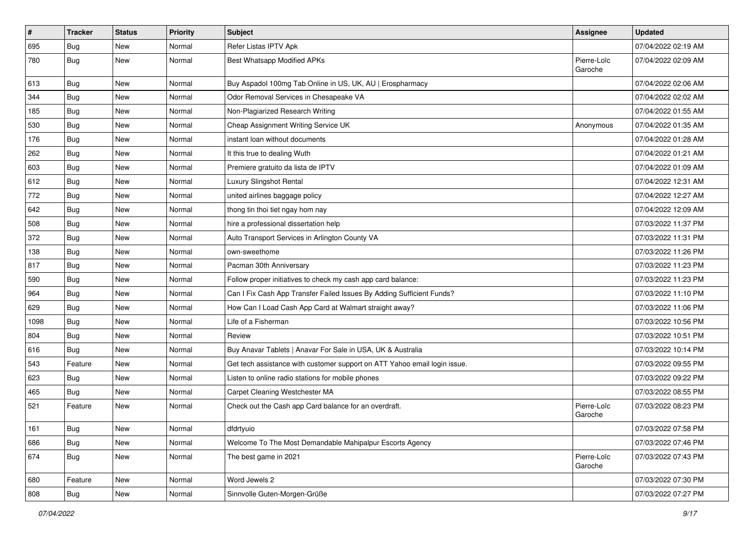| # | Tracker | Status | Priority | Subject | Assignee | Updated |
|---|---|---|---|---|---|---|
| 695 | Bug | New | Normal | Refer Listas IPTV Apk | | 07/04/2022 02:19 AM |
| 780 | Bug | New | Normal | Best Whatsapp Modified APKs | Pierre-Loïc Garoche | 07/04/2022 02:09 AM |
| 613 | Bug | New | Normal | Buy Aspadol 100mg Tab Online in US, UK, AU \| Erospharmacy | | 07/04/2022 02:06 AM |
| 344 | Bug | New | Normal | Odor Removal Services in Chesapeake VA | | 07/04/2022 02:02 AM |
| 185 | Bug | New | Normal | Non-Plagiarized Research Writing | | 07/04/2022 01:55 AM |
| 530 | Bug | New | Normal | Cheap Assignment Writing Service UK | Anonymous | 07/04/2022 01:35 AM |
| 176 | Bug | New | Normal | instant loan without documents | | 07/04/2022 01:28 AM |
| 262 | Bug | New | Normal | It this true to dealing Wuth | | 07/04/2022 01:21 AM |
| 603 | Bug | New | Normal | Premiere gratuito da lista de IPTV | | 07/04/2022 01:09 AM |
| 612 | Bug | New | Normal | Luxury Slingshot Rental | | 07/04/2022 12:31 AM |
| 772 | Bug | New | Normal | united airlines baggage policy | | 07/04/2022 12:27 AM |
| 642 | Bug | New | Normal | thong tin thoi tiet ngay hom nay | | 07/04/2022 12:09 AM |
| 508 | Bug | New | Normal | hire a professional dissertation help | | 07/03/2022 11:37 PM |
| 372 | Bug | New | Normal | Auto Transport Services in Arlington County VA | | 07/03/2022 11:31 PM |
| 138 | Bug | New | Normal | own-sweethome | | 07/03/2022 11:26 PM |
| 817 | Bug | New | Normal | Pacman 30th Anniversary | | 07/03/2022 11:23 PM |
| 590 | Bug | New | Normal | Follow proper initiatives to check my cash app card balance: | | 07/03/2022 11:23 PM |
| 964 | Bug | New | Normal | Can I Fix Cash App Transfer Failed Issues By Adding Sufficient Funds? | | 07/03/2022 11:10 PM |
| 629 | Bug | New | Normal | How Can I Load Cash App Card at Walmart straight away? | | 07/03/2022 11:06 PM |
| 1098 | Bug | New | Normal | Life of a Fisherman | | 07/03/2022 10:56 PM |
| 804 | Bug | New | Normal | Review | | 07/03/2022 10:51 PM |
| 616 | Bug | New | Normal | Buy Anavar Tablets \| Anavar For Sale in USA, UK & Australia | | 07/03/2022 10:14 PM |
| 543 | Feature | New | Normal | Get tech assistance with customer support on ATT Yahoo email login issue. | | 07/03/2022 09:55 PM |
| 623 | Bug | New | Normal | Listen to online radio stations for mobile phones | | 07/03/2022 09:22 PM |
| 465 | Bug | New | Normal | Carpet Cleaning Westchester MA | | 07/03/2022 08:55 PM |
| 521 | Feature | New | Normal | Check out the Cash app Card balance for an overdraft. | Pierre-Loïc Garoche | 07/03/2022 08:23 PM |
| 161 | Bug | New | Normal | dfdrtyuio | | 07/03/2022 07:58 PM |
| 686 | Bug | New | Normal | Welcome To The Most Demandable Mahipalpur Escorts Agency | | 07/03/2022 07:46 PM |
| 674 | Bug | New | Normal | The best game in 2021 | Pierre-Loïc Garoche | 07/03/2022 07:43 PM |
| 680 | Feature | New | Normal | Word Jewels 2 | | 07/03/2022 07:30 PM |
| 808 | Bug | New | Normal | Sinnvolle Guten-Morgen-Grüße | | 07/03/2022 07:27 PM |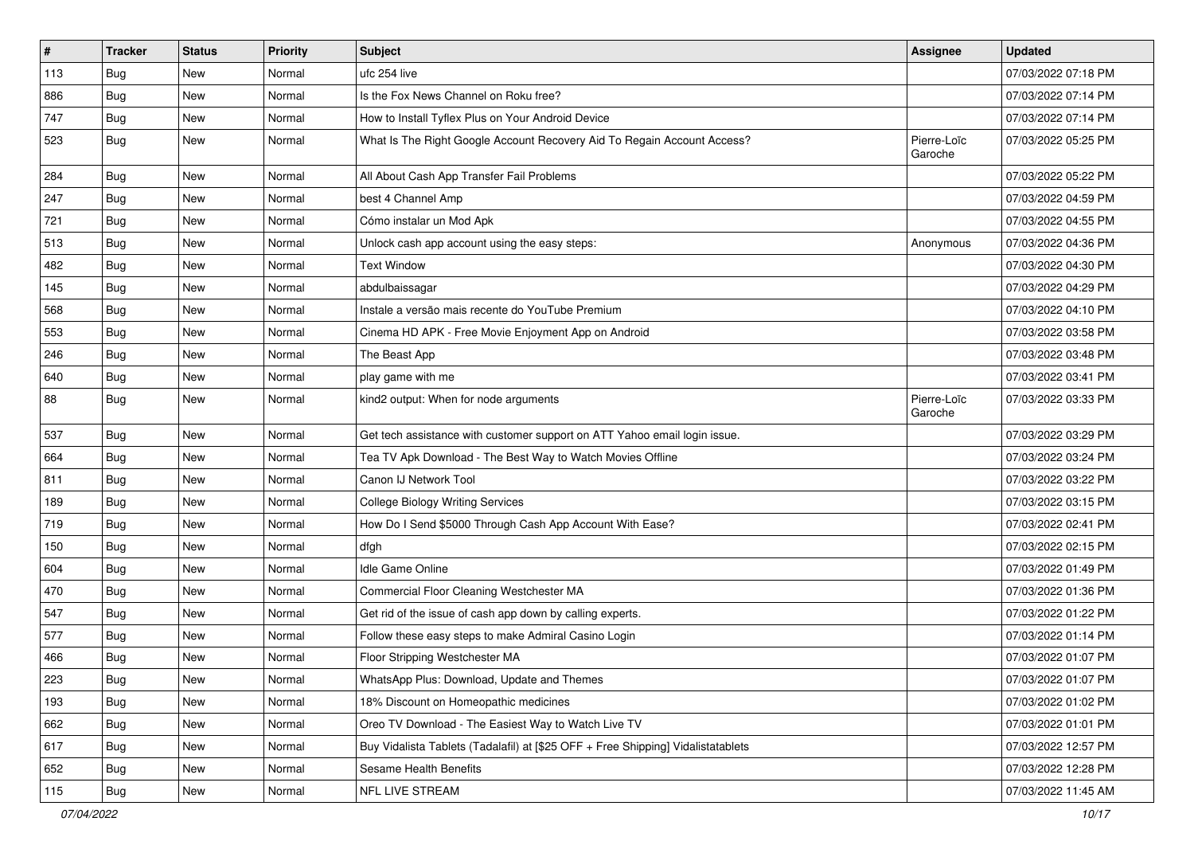| # | Tracker | Status | Priority | Subject | Assignee | Updated |
|---|---|---|---|---|---|---|
| 113 | Bug | New | Normal | ufc 254 live | | 07/03/2022 07:18 PM |
| 886 | Bug | New | Normal | Is the Fox News Channel on Roku free? | | 07/03/2022 07:14 PM |
| 747 | Bug | New | Normal | How to Install Tyflex Plus on Your Android Device | | 07/03/2022 07:14 PM |
| 523 | Bug | New | Normal | What Is The Right Google Account Recovery Aid To Regain Account Access? | Pierre-Loïc Garoche | 07/03/2022 05:25 PM |
| 284 | Bug | New | Normal | All About Cash App Transfer Fail Problems | | 07/03/2022 05:22 PM |
| 247 | Bug | New | Normal | best 4 Channel Amp | | 07/03/2022 04:59 PM |
| 721 | Bug | New | Normal | Cómo instalar un Mod Apk | | 07/03/2022 04:55 PM |
| 513 | Bug | New | Normal | Unlock cash app account using the easy steps: | Anonymous | 07/03/2022 04:36 PM |
| 482 | Bug | New | Normal | Text Window | | 07/03/2022 04:30 PM |
| 145 | Bug | New | Normal | abdulbaissagar | | 07/03/2022 04:29 PM |
| 568 | Bug | New | Normal | Instale a versão mais recente do YouTube Premium | | 07/03/2022 04:10 PM |
| 553 | Bug | New | Normal | Cinema HD APK - Free Movie Enjoyment App on Android | | 07/03/2022 03:58 PM |
| 246 | Bug | New | Normal | The Beast App | | 07/03/2022 03:48 PM |
| 640 | Bug | New | Normal | play game with me | | 07/03/2022 03:41 PM |
| 88 | Bug | New | Normal | kind2 output: When for node arguments | Pierre-Loïc Garoche | 07/03/2022 03:33 PM |
| 537 | Bug | New | Normal | Get tech assistance with customer support on ATT Yahoo email login issue. | | 07/03/2022 03:29 PM |
| 664 | Bug | New | Normal | Tea TV Apk Download - The Best Way to Watch Movies Offline | | 07/03/2022 03:24 PM |
| 811 | Bug | New | Normal | Canon IJ Network Tool | | 07/03/2022 03:22 PM |
| 189 | Bug | New | Normal | College Biology Writing Services | | 07/03/2022 03:15 PM |
| 719 | Bug | New | Normal | How Do I Send $5000 Through Cash App Account With Ease? | | 07/03/2022 02:41 PM |
| 150 | Bug | New | Normal | dfgh | | 07/03/2022 02:15 PM |
| 604 | Bug | New | Normal | Idle Game Online | | 07/03/2022 01:49 PM |
| 470 | Bug | New | Normal | Commercial Floor Cleaning Westchester MA | | 07/03/2022 01:36 PM |
| 547 | Bug | New | Normal | Get rid of the issue of cash app down by calling experts. | | 07/03/2022 01:22 PM |
| 577 | Bug | New | Normal | Follow these easy steps to make Admiral Casino Login | | 07/03/2022 01:14 PM |
| 466 | Bug | New | Normal | Floor Stripping Westchester MA | | 07/03/2022 01:07 PM |
| 223 | Bug | New | Normal | WhatsApp Plus: Download, Update and Themes | | 07/03/2022 01:07 PM |
| 193 | Bug | New | Normal | 18% Discount on Homeopathic medicines | | 07/03/2022 01:02 PM |
| 662 | Bug | New | Normal | Oreo TV Download - The Easiest Way to Watch Live TV | | 07/03/2022 01:01 PM |
| 617 | Bug | New | Normal | Buy Vidalista Tablets (Tadalafil) at [$25 OFF + Free Shipping] Vidalistatablets | | 07/03/2022 12:57 PM |
| 652 | Bug | New | Normal | Sesame Health Benefits | | 07/03/2022 12:28 PM |
| 115 | Bug | New | Normal | NFL LIVE STREAM | | 07/03/2022 11:45 AM |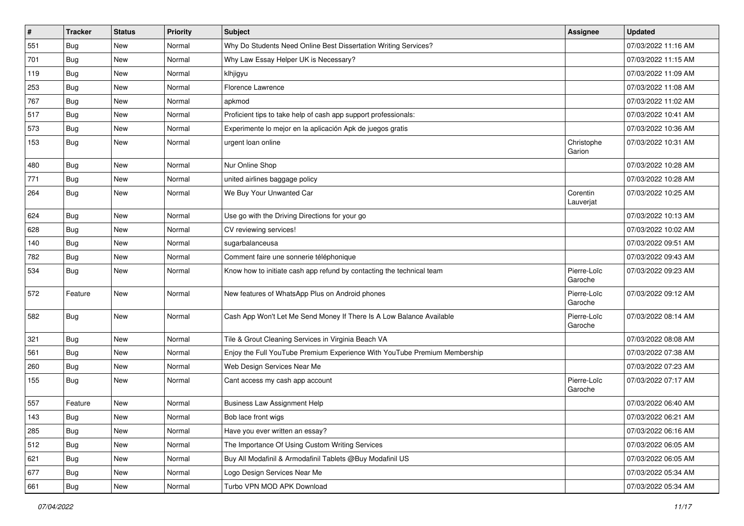| # | Tracker | Status | Priority | Subject | Assignee | Updated |
|---|---|---|---|---|---|---|
| 551 | Bug | New | Normal | Why Do Students Need Online Best Dissertation Writing Services? | | 07/03/2022 11:16 AM |
| 701 | Bug | New | Normal | Why Law Essay Helper UK is Necessary? | | 07/03/2022 11:15 AM |
| 119 | Bug | New | Normal | klhjigyu | | 07/03/2022 11:09 AM |
| 253 | Bug | New | Normal | Florence Lawrence | | 07/03/2022 11:08 AM |
| 767 | Bug | New | Normal | apkmod | | 07/03/2022 11:02 AM |
| 517 | Bug | New | Normal | Proficient tips to take help of cash app support professionals: | | 07/03/2022 10:41 AM |
| 573 | Bug | New | Normal | Experimente lo mejor en la aplicación Apk de juegos gratis | | 07/03/2022 10:36 AM |
| 153 | Bug | New | Normal | urgent loan online | Christophe Garion | 07/03/2022 10:31 AM |
| 480 | Bug | New | Normal | Nur Online Shop | | 07/03/2022 10:28 AM |
| 771 | Bug | New | Normal | united airlines baggage policy | | 07/03/2022 10:28 AM |
| 264 | Bug | New | Normal | We Buy Your Unwanted Car | Corentin Lauverjat | 07/03/2022 10:25 AM |
| 624 | Bug | New | Normal | Use go with the Driving Directions for your go | | 07/03/2022 10:13 AM |
| 628 | Bug | New | Normal | CV reviewing services! | | 07/03/2022 10:02 AM |
| 140 | Bug | New | Normal | sugarbalanceusa | | 07/03/2022 09:51 AM |
| 782 | Bug | New | Normal | Comment faire une sonnerie téléphonique | | 07/03/2022 09:43 AM |
| 534 | Bug | New | Normal | Know how to initiate cash app refund by contacting the technical team | Pierre-Loïc Garoche | 07/03/2022 09:23 AM |
| 572 | Feature | New | Normal | New features of WhatsApp Plus on Android phones | Pierre-Loïc Garoche | 07/03/2022 09:12 AM |
| 582 | Bug | New | Normal | Cash App Won't Let Me Send Money If There Is A Low Balance Available | Pierre-Loïc Garoche | 07/03/2022 08:14 AM |
| 321 | Bug | New | Normal | Tile & Grout Cleaning Services in Virginia Beach VA | | 07/03/2022 08:08 AM |
| 561 | Bug | New | Normal | Enjoy the Full YouTube Premium Experience With YouTube Premium Membership | | 07/03/2022 07:38 AM |
| 260 | Bug | New | Normal | Web Design Services Near Me | | 07/03/2022 07:23 AM |
| 155 | Bug | New | Normal | Cant access my cash app account | Pierre-Loïc Garoche | 07/03/2022 07:17 AM |
| 557 | Feature | New | Normal | Business Law Assignment Help | | 07/03/2022 06:40 AM |
| 143 | Bug | New | Normal | Bob lace front wigs | | 07/03/2022 06:21 AM |
| 285 | Bug | New | Normal | Have you ever written an essay? | | 07/03/2022 06:16 AM |
| 512 | Bug | New | Normal | The Importance Of Using Custom Writing Services | | 07/03/2022 06:05 AM |
| 621 | Bug | New | Normal | Buy All Modafinil & Armodafinil Tablets @Buy Modafinil US | | 07/03/2022 06:05 AM |
| 677 | Bug | New | Normal | Logo Design Services Near Me | | 07/03/2022 05:34 AM |
| 661 | Bug | New | Normal | Turbo VPN MOD APK Download | | 07/03/2022 05:34 AM |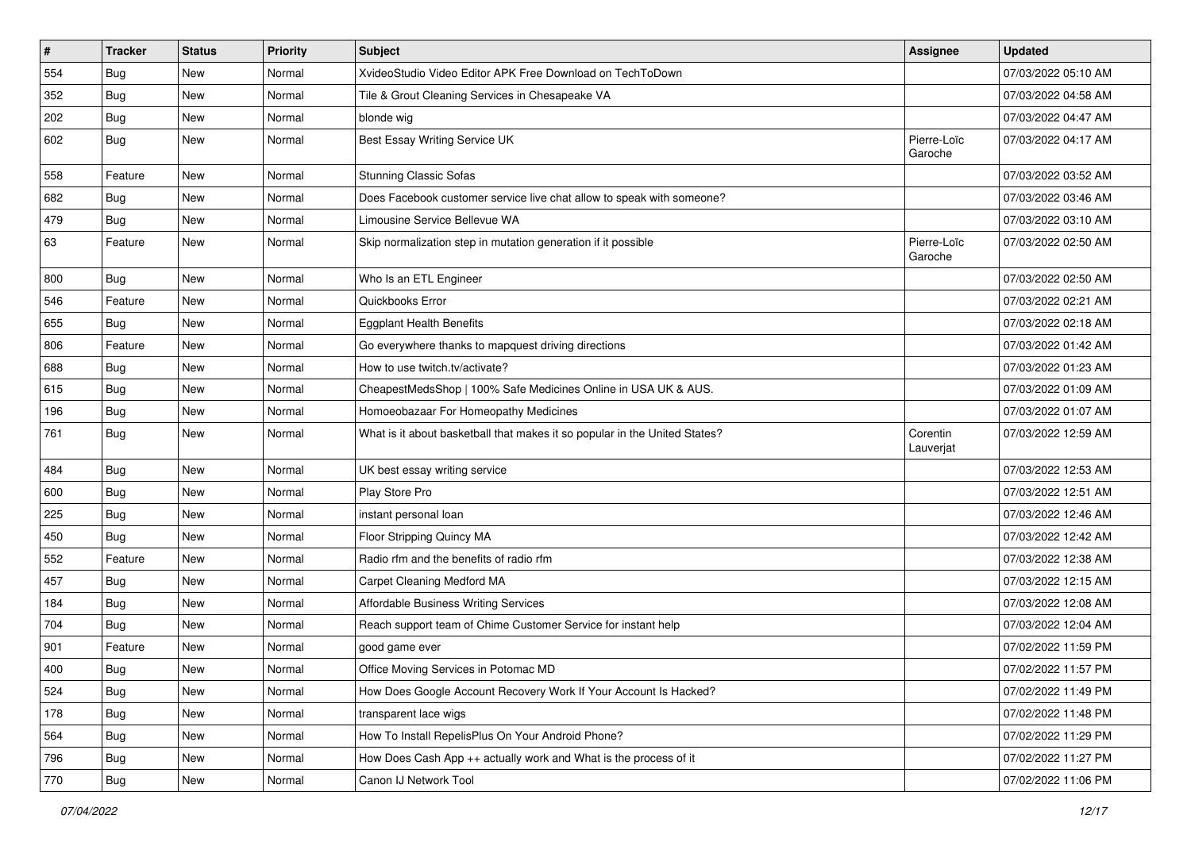| # | Tracker | Status | Priority | Subject | Assignee | Updated |
|---|---|---|---|---|---|---|
| 554 | Bug | New | Normal | XvideoStudio Video Editor APK Free Download on TechToDown | | 07/03/2022 05:10 AM |
| 352 | Bug | New | Normal | Tile & Grout Cleaning Services in Chesapeake VA | | 07/03/2022 04:58 AM |
| 202 | Bug | New | Normal | blonde wig | | 07/03/2022 04:47 AM |
| 602 | Bug | New | Normal | Best Essay Writing Service UK | Pierre-Loïc Garoche | 07/03/2022 04:17 AM |
| 558 | Feature | New | Normal | Stunning Classic Sofas | | 07/03/2022 03:52 AM |
| 682 | Bug | New | Normal | Does Facebook customer service live chat allow to speak with someone? | | 07/03/2022 03:46 AM |
| 479 | Bug | New | Normal | Limousine Service Bellevue WA | | 07/03/2022 03:10 AM |
| 63 | Feature | New | Normal | Skip normalization step in mutation generation if it possible | Pierre-Loïc Garoche | 07/03/2022 02:50 AM |
| 800 | Bug | New | Normal | Who Is an ETL Engineer | | 07/03/2022 02:50 AM |
| 546 | Feature | New | Normal | Quickbooks Error | | 07/03/2022 02:21 AM |
| 655 | Bug | New | Normal | Eggplant Health Benefits | | 07/03/2022 02:18 AM |
| 806 | Feature | New | Normal | Go everywhere thanks to mapquest driving directions | | 07/03/2022 01:42 AM |
| 688 | Bug | New | Normal | How to use twitch.tv/activate? | | 07/03/2022 01:23 AM |
| 615 | Bug | New | Normal | CheapestMedsShop \| 100% Safe Medicines Online in USA UK & AUS. | | 07/03/2022 01:09 AM |
| 196 | Bug | New | Normal | Homoeobazaar For Homeopathy Medicines | | 07/03/2022 01:07 AM |
| 761 | Bug | New | Normal | What is it about basketball that makes it so popular in the United States? | Corentin Lauverjat | 07/03/2022 12:59 AM |
| 484 | Bug | New | Normal | UK best essay writing service | | 07/03/2022 12:53 AM |
| 600 | Bug | New | Normal | Play Store Pro | | 07/03/2022 12:51 AM |
| 225 | Bug | New | Normal | instant personal loan | | 07/03/2022 12:46 AM |
| 450 | Bug | New | Normal | Floor Stripping Quincy MA | | 07/03/2022 12:42 AM |
| 552 | Feature | New | Normal | Radio rfm and the benefits of radio rfm | | 07/03/2022 12:38 AM |
| 457 | Bug | New | Normal | Carpet Cleaning Medford MA | | 07/03/2022 12:15 AM |
| 184 | Bug | New | Normal | Affordable Business Writing Services | | 07/03/2022 12:08 AM |
| 704 | Bug | New | Normal | Reach support team of Chime Customer Service for instant help | | 07/03/2022 12:04 AM |
| 901 | Feature | New | Normal | good game ever | | 07/02/2022 11:59 PM |
| 400 | Bug | New | Normal | Office Moving Services in Potomac MD | | 07/02/2022 11:57 PM |
| 524 | Bug | New | Normal | How Does Google Account Recovery Work If Your Account Is Hacked? | | 07/02/2022 11:49 PM |
| 178 | Bug | New | Normal | transparent lace wigs | | 07/02/2022 11:48 PM |
| 564 | Bug | New | Normal | How To Install RepelisPlus On Your Android Phone? | | 07/02/2022 11:29 PM |
| 796 | Bug | New | Normal | How Does Cash App ++ actually work and What is the process of it | | 07/02/2022 11:27 PM |
| 770 | Bug | New | Normal | Canon IJ Network Tool | | 07/02/2022 11:06 PM |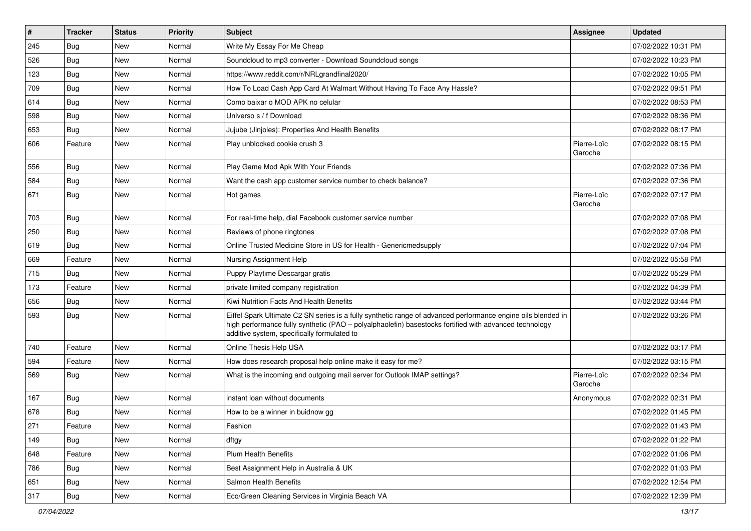| # | Tracker | Status | Priority | Subject | Assignee | Updated |
|---|---|---|---|---|---|---|
| 245 | Bug | New | Normal | Write My Essay For Me Cheap | | 07/02/2022 10:31 PM |
| 526 | Bug | New | Normal | Soundcloud to mp3 converter - Download Soundcloud songs | | 07/02/2022 10:23 PM |
| 123 | Bug | New | Normal | https://www.reddit.com/r/NRLgrandfinal2020/ | | 07/02/2022 10:05 PM |
| 709 | Bug | New | Normal | How To Load Cash App Card At Walmart Without Having To Face Any Hassle? | | 07/02/2022 09:51 PM |
| 614 | Bug | New | Normal | Como baixar o MOD APK no celular | | 07/02/2022 08:53 PM |
| 598 | Bug | New | Normal | Universo s / f Download | | 07/02/2022 08:36 PM |
| 653 | Bug | New | Normal | Jujube (Jinjoles): Properties And Health Benefits | | 07/02/2022 08:17 PM |
| 606 | Feature | New | Normal | Play unblocked cookie crush 3 | Pierre-Loïc Garoche | 07/02/2022 08:15 PM |
| 556 | Bug | New | Normal | Play Game Mod Apk With Your Friends | | 07/02/2022 07:36 PM |
| 584 | Bug | New | Normal | Want the cash app customer service number to check balance? | | 07/02/2022 07:36 PM |
| 671 | Bug | New | Normal | Hot games | Pierre-Loïc Garoche | 07/02/2022 07:17 PM |
| 703 | Bug | New | Normal | For real-time help, dial Facebook customer service number | | 07/02/2022 07:08 PM |
| 250 | Bug | New | Normal | Reviews of phone ringtones | | 07/02/2022 07:08 PM |
| 619 | Bug | New | Normal | Online Trusted Medicine Store in US for Health - Genericmedsupply | | 07/02/2022 07:04 PM |
| 669 | Feature | New | Normal | Nursing Assignment Help | | 07/02/2022 05:58 PM |
| 715 | Bug | New | Normal | Puppy Playtime Descargar gratis | | 07/02/2022 05:29 PM |
| 173 | Feature | New | Normal | private limited company registration | | 07/02/2022 04:39 PM |
| 656 | Bug | New | Normal | Kiwi Nutrition Facts And Health Benefits | | 07/02/2022 03:44 PM |
| 593 | Bug | New | Normal | Eiffel Spark Ultimate C2 SN series is a fully synthetic range of advanced performance engine oils blended in high performance fully synthetic (PAO – polyalphaolefin) basestocks fortified with advanced technology additive system, specifically formulated to | | 07/02/2022 03:26 PM |
| 740 | Feature | New | Normal | Online Thesis Help USA | | 07/02/2022 03:17 PM |
| 594 | Feature | New | Normal | How does research proposal help online make it easy for me? | | 07/02/2022 03:15 PM |
| 569 | Bug | New | Normal | What is the incoming and outgoing mail server for Outlook IMAP settings? | Pierre-Loïc Garoche | 07/02/2022 02:34 PM |
| 167 | Bug | New | Normal | instant loan without documents | Anonymous | 07/02/2022 02:31 PM |
| 678 | Bug | New | Normal | How to be a winner in buidnow gg | | 07/02/2022 01:45 PM |
| 271 | Feature | New | Normal | Fashion | | 07/02/2022 01:43 PM |
| 149 | Bug | New | Normal | dftgy | | 07/02/2022 01:22 PM |
| 648 | Feature | New | Normal | Plum Health Benefits | | 07/02/2022 01:06 PM |
| 786 | Bug | New | Normal | Best Assignment Help in Australia & UK | | 07/02/2022 01:03 PM |
| 651 | Bug | New | Normal | Salmon Health Benefits | | 07/02/2022 12:54 PM |
| 317 | Bug | New | Normal | Eco/Green Cleaning Services in Virginia Beach VA | | 07/02/2022 12:39 PM |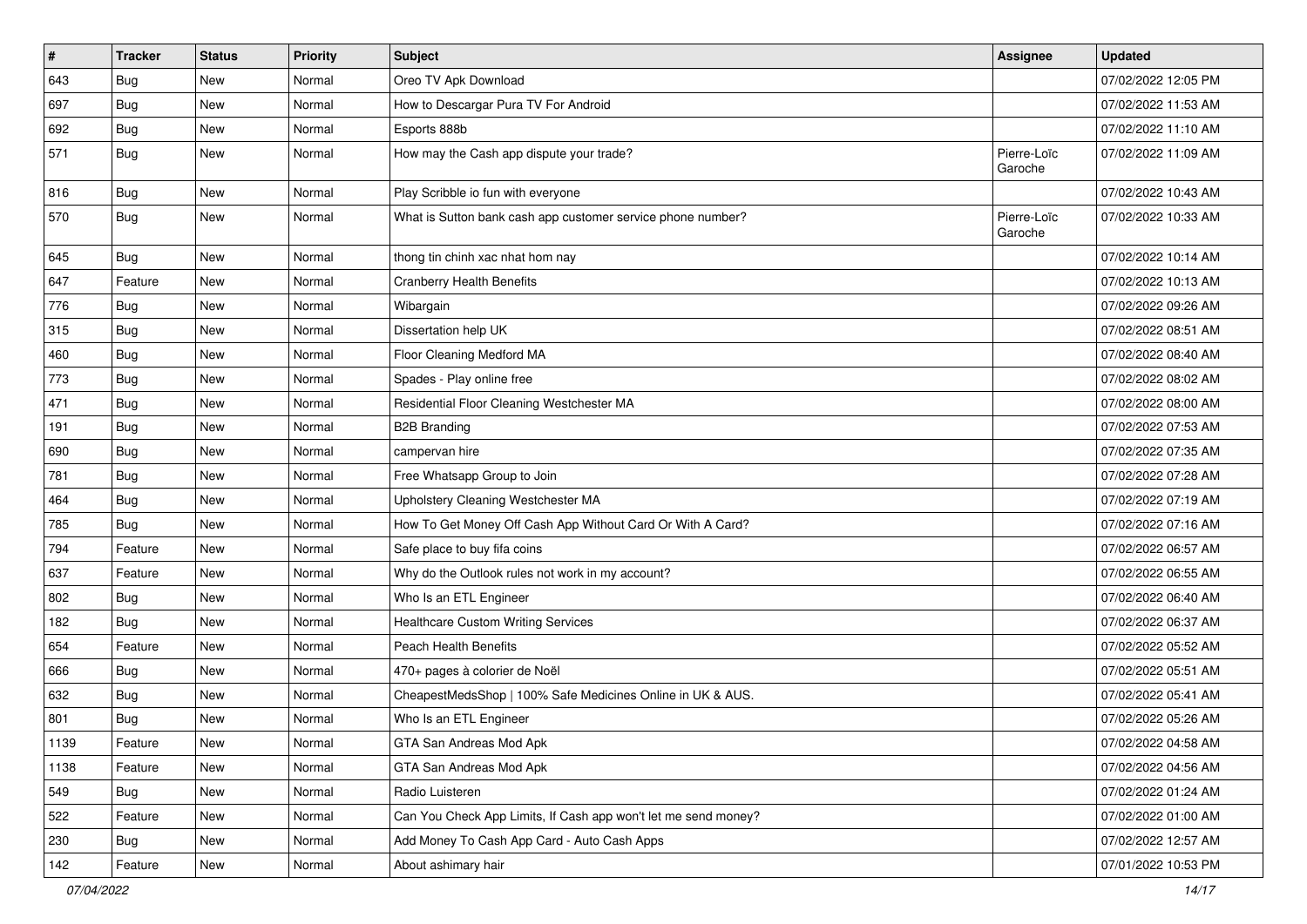| # | Tracker | Status | Priority | Subject | Assignee | Updated |
|---|---|---|---|---|---|---|
| 643 | Bug | New | Normal | Oreo TV Apk Download | | 07/02/2022 12:05 PM |
| 697 | Bug | New | Normal | How to Descargar Pura TV For Android | | 07/02/2022 11:53 AM |
| 692 | Bug | New | Normal | Esports 888b | | 07/02/2022 11:10 AM |
| 571 | Bug | New | Normal | How may the Cash app dispute your trade? | Pierre-Loïc Garoche | 07/02/2022 11:09 AM |
| 816 | Bug | New | Normal | Play Scribble io fun with everyone | | 07/02/2022 10:43 AM |
| 570 | Bug | New | Normal | What is Sutton bank cash app customer service phone number? | Pierre-Loïc Garoche | 07/02/2022 10:33 AM |
| 645 | Bug | New | Normal | thong tin chinh xac nhat hom nay | | 07/02/2022 10:14 AM |
| 647 | Feature | New | Normal | Cranberry Health Benefits | | 07/02/2022 10:13 AM |
| 776 | Bug | New | Normal | Wibargain | | 07/02/2022 09:26 AM |
| 315 | Bug | New | Normal | Dissertation help UK | | 07/02/2022 08:51 AM |
| 460 | Bug | New | Normal | Floor Cleaning Medford MA | | 07/02/2022 08:40 AM |
| 773 | Bug | New | Normal | Spades - Play online free | | 07/02/2022 08:02 AM |
| 471 | Bug | New | Normal | Residential Floor Cleaning Westchester MA | | 07/02/2022 08:00 AM |
| 191 | Bug | New | Normal | B2B Branding | | 07/02/2022 07:53 AM |
| 690 | Bug | New | Normal | campervan hire | | 07/02/2022 07:35 AM |
| 781 | Bug | New | Normal | Free Whatsapp Group to Join | | 07/02/2022 07:28 AM |
| 464 | Bug | New | Normal | Upholstery Cleaning Westchester MA | | 07/02/2022 07:19 AM |
| 785 | Bug | New | Normal | How To Get Money Off Cash App Without Card Or With A Card? | | 07/02/2022 07:16 AM |
| 794 | Feature | New | Normal | Safe place to buy fifa coins | | 07/02/2022 06:57 AM |
| 637 | Feature | New | Normal | Why do the Outlook rules not work in my account? | | 07/02/2022 06:55 AM |
| 802 | Bug | New | Normal | Who Is an ETL Engineer | | 07/02/2022 06:40 AM |
| 182 | Bug | New | Normal | Healthcare Custom Writing Services | | 07/02/2022 06:37 AM |
| 654 | Feature | New | Normal | Peach Health Benefits | | 07/02/2022 05:52 AM |
| 666 | Bug | New | Normal | 470+ pages à colorier de Noël | | 07/02/2022 05:51 AM |
| 632 | Bug | New | Normal | CheapestMedsShop \| 100% Safe Medicines Online in UK & AUS. | | 07/02/2022 05:41 AM |
| 801 | Bug | New | Normal | Who Is an ETL Engineer | | 07/02/2022 05:26 AM |
| 1139 | Feature | New | Normal | GTA San Andreas Mod Apk | | 07/02/2022 04:58 AM |
| 1138 | Feature | New | Normal | GTA San Andreas Mod Apk | | 07/02/2022 04:56 AM |
| 549 | Bug | New | Normal | Radio Luisteren | | 07/02/2022 01:24 AM |
| 522 | Feature | New | Normal | Can You Check App Limits, If Cash app won't let me send money? | | 07/02/2022 01:00 AM |
| 230 | Bug | New | Normal | Add Money To Cash App Card - Auto Cash Apps | | 07/02/2022 12:57 AM |
| 142 | Feature | New | Normal | About ashimary hair | | 07/01/2022 10:53 PM |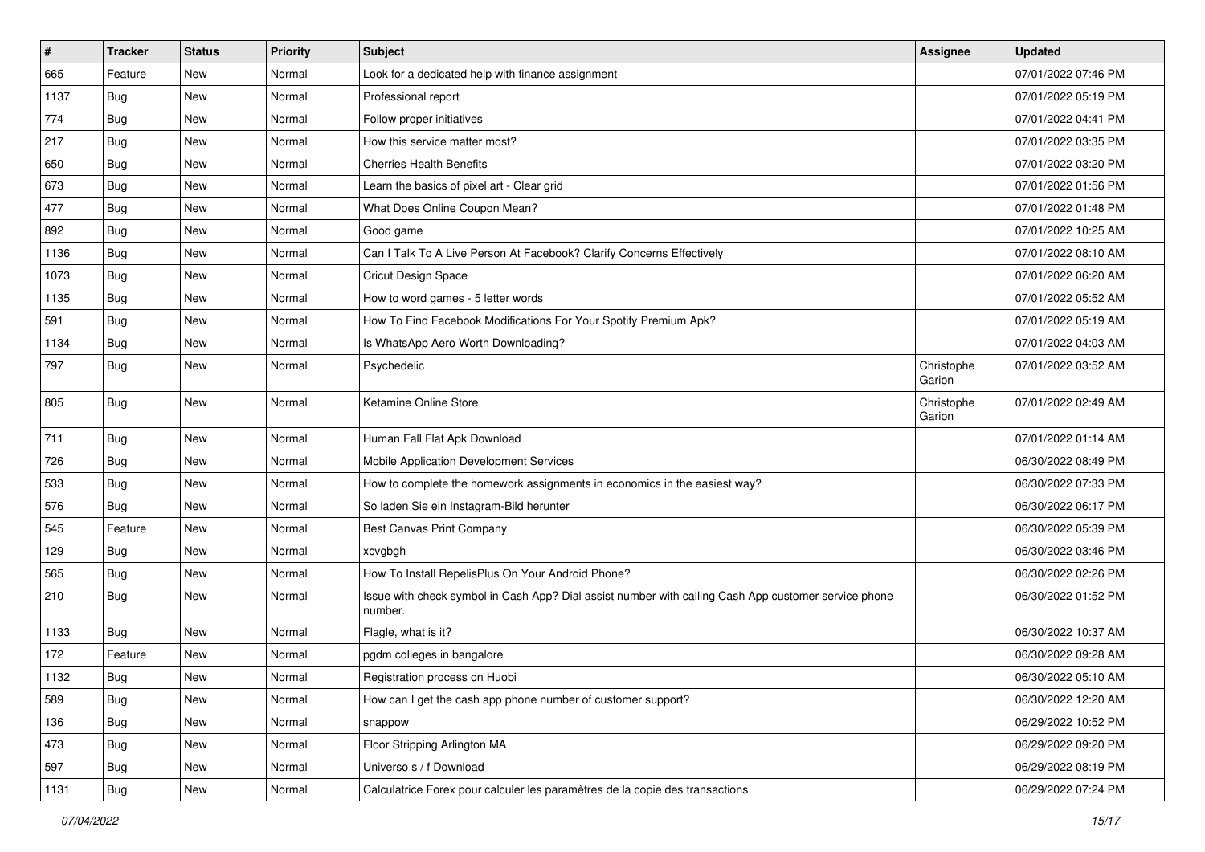| # | Tracker | Status | Priority | Subject | Assignee | Updated |
|---|---|---|---|---|---|---|
| 665 | Feature | New | Normal | Look for a dedicated help with finance assignment | | 07/01/2022 07:46 PM |
| 1137 | Bug | New | Normal | Professional report | | 07/01/2022 05:19 PM |
| 774 | Bug | New | Normal | Follow proper initiatives | | 07/01/2022 04:41 PM |
| 217 | Bug | New | Normal | How this service matter most? | | 07/01/2022 03:35 PM |
| 650 | Bug | New | Normal | Cherries Health Benefits | | 07/01/2022 03:20 PM |
| 673 | Bug | New | Normal | Learn the basics of pixel art - Clear grid | | 07/01/2022 01:56 PM |
| 477 | Bug | New | Normal | What Does Online Coupon Mean? | | 07/01/2022 01:48 PM |
| 892 | Bug | New | Normal | Good game | | 07/01/2022 10:25 AM |
| 1136 | Bug | New | Normal | Can I Talk To A Live Person At Facebook? Clarify Concerns Effectively | | 07/01/2022 08:10 AM |
| 1073 | Bug | New | Normal | Cricut Design Space | | 07/01/2022 06:20 AM |
| 1135 | Bug | New | Normal | How to word games - 5 letter words | | 07/01/2022 05:52 AM |
| 591 | Bug | New | Normal | How To Find Facebook Modifications For Your Spotify Premium Apk? | | 07/01/2022 05:19 AM |
| 1134 | Bug | New | Normal | Is WhatsApp Aero Worth Downloading? | | 07/01/2022 04:03 AM |
| 797 | Bug | New | Normal | Psychedelic | Christophe Garion | 07/01/2022 03:52 AM |
| 805 | Bug | New | Normal | Ketamine Online Store | Christophe Garion | 07/01/2022 02:49 AM |
| 711 | Bug | New | Normal | Human Fall Flat Apk Download | | 07/01/2022 01:14 AM |
| 726 | Bug | New | Normal | Mobile Application Development Services | | 06/30/2022 08:49 PM |
| 533 | Bug | New | Normal | How to complete the homework assignments in economics in the easiest way? | | 06/30/2022 07:33 PM |
| 576 | Bug | New | Normal | So laden Sie ein Instagram-Bild herunter | | 06/30/2022 06:17 PM |
| 545 | Feature | New | Normal | Best Canvas Print Company | | 06/30/2022 05:39 PM |
| 129 | Bug | New | Normal | xcvgbgh | | 06/30/2022 03:46 PM |
| 565 | Bug | New | Normal | How To Install RepelisPlus On Your Android Phone? | | 06/30/2022 02:26 PM |
| 210 | Bug | New | Normal | Issue with check symbol in Cash App? Dial assist number with calling Cash App customer service phone number. | | 06/30/2022 01:52 PM |
| 1133 | Bug | New | Normal | Flagle, what is it? | | 06/30/2022 10:37 AM |
| 172 | Feature | New | Normal | pgdm colleges in bangalore | | 06/30/2022 09:28 AM |
| 1132 | Bug | New | Normal | Registration process on Huobi | | 06/30/2022 05:10 AM |
| 589 | Bug | New | Normal | How can I get the cash app phone number of customer support? | | 06/30/2022 12:20 AM |
| 136 | Bug | New | Normal | snappow | | 06/29/2022 10:52 PM |
| 473 | Bug | New | Normal | Floor Stripping Arlington MA | | 06/29/2022 09:20 PM |
| 597 | Bug | New | Normal | Universo s / f Download | | 06/29/2022 08:19 PM |
| 1131 | Bug | New | Normal | Calculatrice Forex pour calculer les paramètres de la copie des transactions | | 06/29/2022 07:24 PM |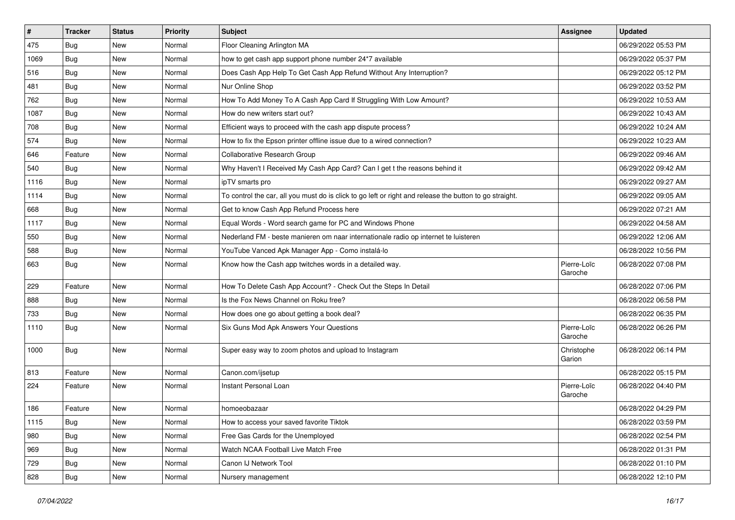| # | Tracker | Status | Priority | Subject | Assignee | Updated |
|---|---|---|---|---|---|---|
| 475 | Bug | New | Normal | Floor Cleaning Arlington MA | | 06/29/2022 05:53 PM |
| 1069 | Bug | New | Normal | how to get cash app support phone number 24*7 available | | 06/29/2022 05:37 PM |
| 516 | Bug | New | Normal | Does Cash App Help To Get Cash App Refund Without Any Interruption? | | 06/29/2022 05:12 PM |
| 481 | Bug | New | Normal | Nur Online Shop | | 06/29/2022 03:52 PM |
| 762 | Bug | New | Normal | How To Add Money To A Cash App Card If Struggling With Low Amount? | | 06/29/2022 10:53 AM |
| 1087 | Bug | New | Normal | How do new writers start out? | | 06/29/2022 10:43 AM |
| 708 | Bug | New | Normal | Efficient ways to proceed with the cash app dispute process? | | 06/29/2022 10:24 AM |
| 574 | Bug | New | Normal | How to fix the Epson printer offline issue due to a wired connection? | | 06/29/2022 10:23 AM |
| 646 | Feature | New | Normal | Collaborative Research Group | | 06/29/2022 09:46 AM |
| 540 | Bug | New | Normal | Why Haven't I Received My Cash App Card? Can I get t the reasons behind it | | 06/29/2022 09:42 AM |
| 1116 | Bug | New | Normal | ipTV smarts pro | | 06/29/2022 09:27 AM |
| 1114 | Bug | New | Normal | To control the car, all you must do is click to go left or right and release the button to go straight. | | 06/29/2022 09:05 AM |
| 668 | Bug | New | Normal | Get to know Cash App Refund Process here | | 06/29/2022 07:21 AM |
| 1117 | Bug | New | Normal | Equal Words - Word search game for PC and Windows Phone | | 06/29/2022 04:58 AM |
| 550 | Bug | New | Normal | Nederland FM - beste manieren om naar internationale radio op internet te luisteren | | 06/29/2022 12:06 AM |
| 588 | Bug | New | Normal | YouTube Vanced Apk Manager App - Como instalá-lo | | 06/28/2022 10:56 PM |
| 663 | Bug | New | Normal | Know how the Cash app twitches words in a detailed way. | Pierre-Loïc Garoche | 06/28/2022 07:08 PM |
| 229 | Feature | New | Normal | How To Delete Cash App Account? - Check Out the Steps In Detail | | 06/28/2022 07:06 PM |
| 888 | Bug | New | Normal | Is the Fox News Channel on Roku free? | | 06/28/2022 06:58 PM |
| 733 | Bug | New | Normal | How does one go about getting a book deal? | | 06/28/2022 06:35 PM |
| 1110 | Bug | New | Normal | Six Guns Mod Apk Answers Your Questions | Pierre-Loïc Garoche | 06/28/2022 06:26 PM |
| 1000 | Bug | New | Normal | Super easy way to zoom photos and upload to Instagram | Christophe Garion | 06/28/2022 06:14 PM |
| 813 | Feature | New | Normal | Canon.com/ijsetup | | 06/28/2022 05:15 PM |
| 224 | Feature | New | Normal | Instant Personal Loan | Pierre-Loïc Garoche | 06/28/2022 04:40 PM |
| 186 | Feature | New | Normal | homoeobazaar | | 06/28/2022 04:29 PM |
| 1115 | Bug | New | Normal | How to access your saved favorite Tiktok | | 06/28/2022 03:59 PM |
| 980 | Bug | New | Normal | Free Gas Cards for the Unemployed | | 06/28/2022 02:54 PM |
| 969 | Bug | New | Normal | Watch NCAA Football Live Match Free | | 06/28/2022 01:31 PM |
| 729 | Bug | New | Normal | Canon IJ Network Tool | | 06/28/2022 01:10 PM |
| 828 | Bug | New | Normal | Nursery management | | 06/28/2022 12:10 PM |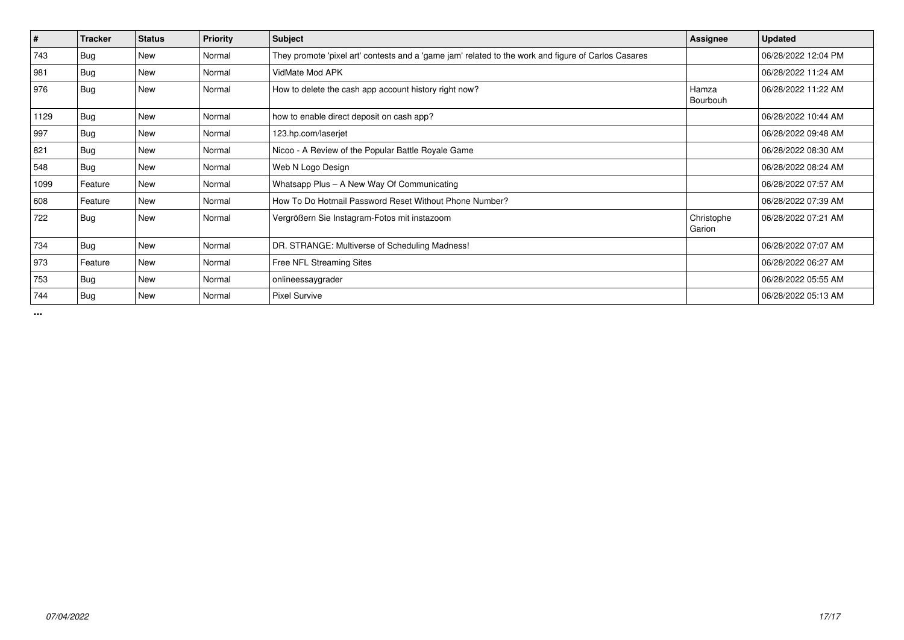| # | Tracker | Status | Priority | Subject | Assignee | Updated |
|---|---|---|---|---|---|---|
| 743 | Bug | New | Normal | They promote 'pixel art' contests and a 'game jam' related to the work and figure of Carlos Casares | | 06/28/2022 12:04 PM |
| 981 | Bug | New | Normal | VidMate Mod APK | | 06/28/2022 11:24 AM |
| 976 | Bug | New | Normal | How to delete the cash app account history right now? | Hamza Bourbouh | 06/28/2022 11:22 AM |
| 1129 | Bug | New | Normal | how to enable direct deposit on cash app? | | 06/28/2022 10:44 AM |
| 997 | Bug | New | Normal | 123.hp.com/laserjet | | 06/28/2022 09:48 AM |
| 821 | Bug | New | Normal | Nicoo - A Review of the Popular Battle Royale Game | | 06/28/2022 08:30 AM |
| 548 | Bug | New | Normal | Web N Logo Design | | 06/28/2022 08:24 AM |
| 1099 | Feature | New | Normal | Whatsapp Plus – A New Way Of Communicating | | 06/28/2022 07:57 AM |
| 608 | Feature | New | Normal | How To Do Hotmail Password Reset Without Phone Number? | | 06/28/2022 07:39 AM |
| 722 | Bug | New | Normal | Vergrößern Sie Instagram-Fotos mit instazoom | Christophe Garion | 06/28/2022 07:21 AM |
| 734 | Bug | New | Normal | DR. STRANGE: Multiverse of Scheduling Madness! | | 06/28/2022 07:07 AM |
| 973 | Feature | New | Normal | Free NFL Streaming Sites | | 06/28/2022 06:27 AM |
| 753 | Bug | New | Normal | onlineessaygrader | | 06/28/2022 05:55 AM |
| 744 | Bug | New | Normal | Pixel Survive | | 06/28/2022 05:13 AM |

...